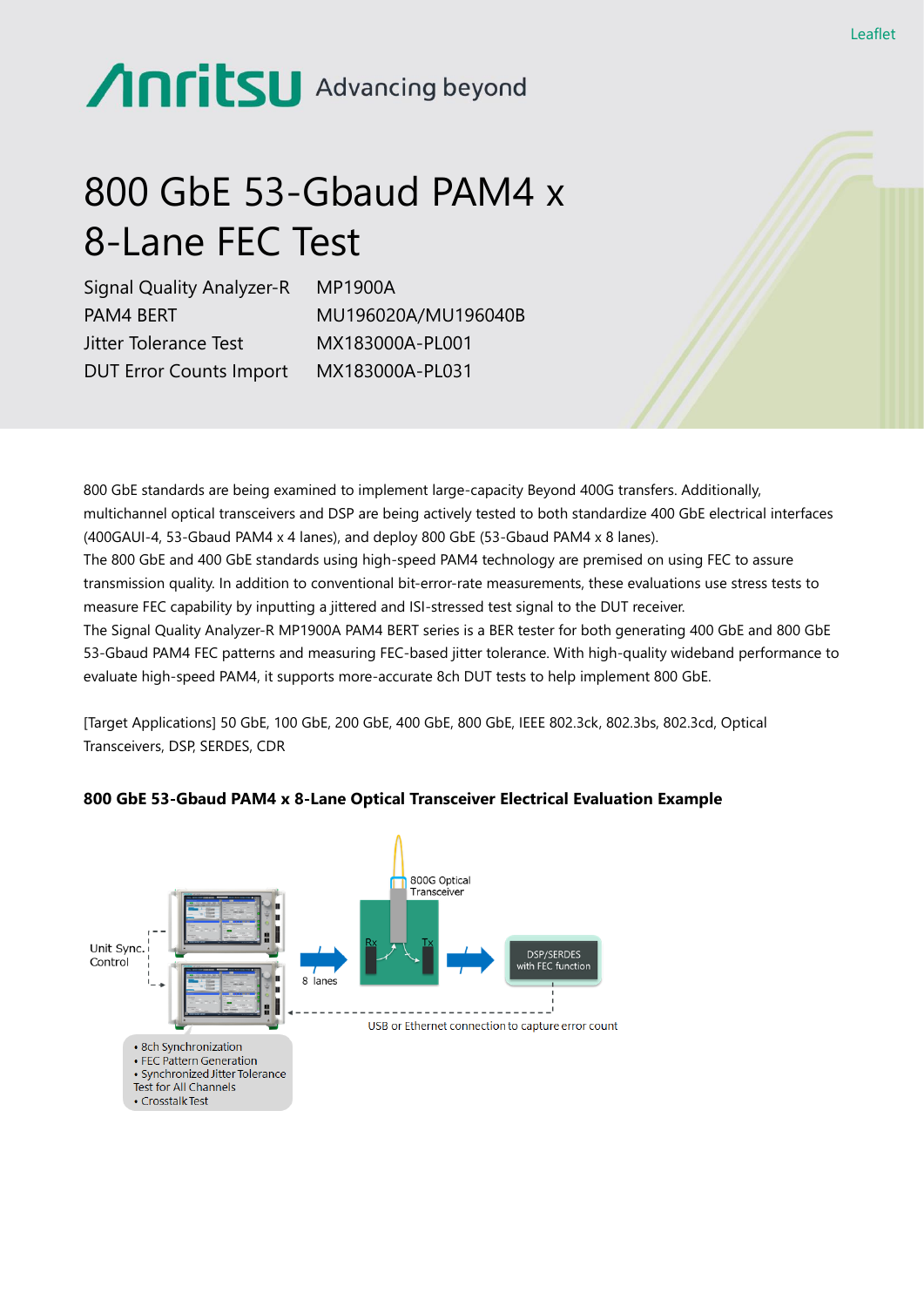# 800 GbE 53-Gbaud PAM4 x 8-Lane FEC Test

| | |
|---|---|
| Signal Quality Analyzer-R | MP1900A |
| PAM4 BERT | MU196020A/MU196040B |
| Jitter Tolerance Test | MX183000A-PL001 |
| DUT Error Counts Import | MX183000A-PL031 |

800 GbE standards are being examined to implement large-capacity Beyond 400G transfers. Additionally, multichannel optical transceivers and DSP are being actively tested to both standardize 400 GbE electrical interfaces (400GAUI-4, 53-Gbaud PAM4 x 4 lanes), and deploy 800 GbE (53-Gbaud PAM4 x 8 lanes).

The 800 GbE and 400 GbE standards using high-speed PAM4 technology are premised on using FEC to assure transmission quality. In addition to conventional bit-error-rate measurements, these evaluations use stress tests to measure FEC capability by inputting a jittered and ISI-stressed test signal to the DUT receiver.

The Signal Quality Analyzer-R MP1900A PAM4 BERT series is a BER tester for both generating 400 GbE and 800 GbE 53-Gbaud PAM4 FEC patterns and measuring FEC-based jitter tolerance. With high-quality wideband performance to evaluate high-speed PAM4, it supports more-accurate 8ch DUT tests to help implement 800 GbE.

[Target Applications] 50 GbE, 100 GbE, 200 GbE, 400 GbE, 800 GbE, IEEE 802.3ck, 802.3bs, 802.3cd, Optical Transceivers, DSP, SERDES, CDR

### 800 GbE 53-Gbaud PAM4 x 8-Lane Optical Transceiver Electrical Evaluation Example

Unit Sync. Control

8 lanes

800G Optical Transceiver

Rx Tx

DSP/SERDES with FEC function

USB or Ethernet connection to capture error count

- 8ch Synchronization
- FEC Pattern Generation
- Synchronized Jitter Tolerance Test for All Channels
- Crosstalk Test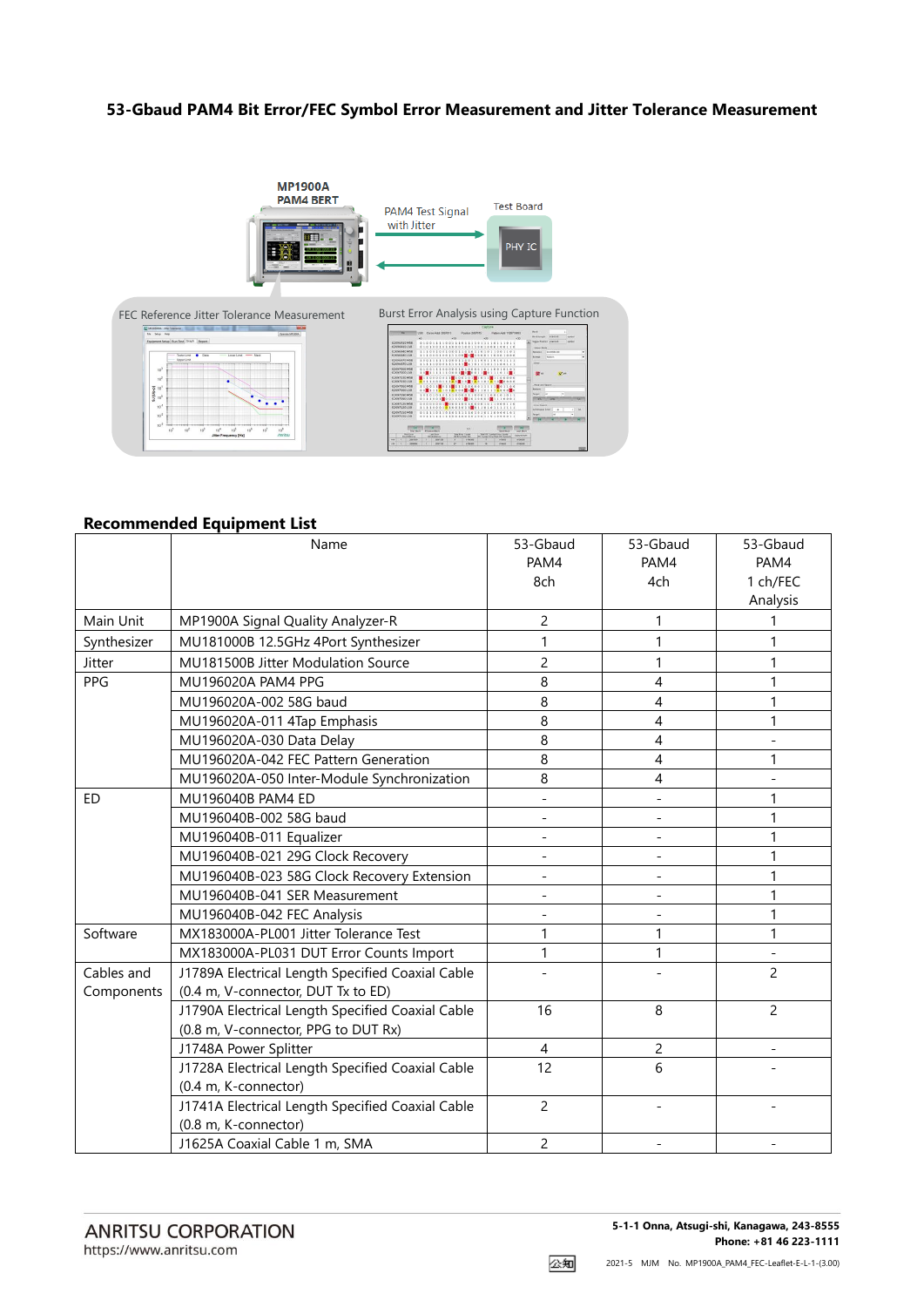## 53-Gbaud PAM4 Bit Error/FEC Symbol Error Measurement and Jitter Tolerance Measurement

MP1900A
PAM4 BERT

PAM4 Test Signal
with Jitter

Test Board

PHY IC

FEC Reference Jitter Tolerance Measurement

Burst Error Analysis using Capture Function

### Recommended Equipment List

| | Name | 53-Gbaud PAM4 8ch | 53-Gbaud PAM4 4ch | 53-Gbaud PAM4 1 ch/FEC Analysis |
|---|---|---|---|---|
| Main Unit | MP1900A Signal Quality Analyzer-R | 2 | 1 | 1 |
| Synthesizer | MU181000B 12.5GHz 4Port Synthesizer | 1 | 1 | 1 |
| Jitter | MU181500B Jitter Modulation Source | 2 | 1 | 1 |
| PPG | MU196020A PAM4 PPG | 8 | 4 | 1 |
| | MU196020A-002 58G baud | 8 | 4 | 1 |
| | MU196020A-011 4Tap Emphasis | 8 | 4 | 1 |
| | MU196020A-030 Data Delay | 8 | 4 | - |
| | MU196020A-042 FEC Pattern Generation | 8 | 4 | 1 |
| | MU196020A-050 Inter-Module Synchronization | 8 | 4 | - |
| ED | MU196040B PAM4 ED | - | - | 1 |
| | MU196040B-002 58G baud | - | - | 1 |
| | MU196040B-011 Equalizer | - | - | 1 |
| | MU196040B-021 29G Clock Recovery | - | - | 1 |
| | MU196040B-023 58G Clock Recovery Extension | - | - | 1 |
| | MU196040B-041 SER Measurement | - | - | 1 |
| | MU196040B-042 FEC Analysis | - | - | 1 |
| Software | MX183000A-PL001 Jitter Tolerance Test | 1 | 1 | 1 |
| | MX183000A-PL031 DUT Error Counts Import | 1 | 1 | - |
| Cables and Components | J1789A Electrical Length Specified Coaxial Cable (0.4 m, V-connector, DUT Tx to ED) | - | - | 2 |
| | J1790A Electrical Length Specified Coaxial Cable (0.8 m, V-connector, PPG to DUT Rx) | 16 | 8 | 2 |
| | J1748A Power Splitter | 4 | 2 | - |
| | J1728A Electrical Length Specified Coaxial Cable (0.4 m, K-connector) | 12 | 6 | - |
| | J1741A Electrical Length Specified Coaxial Cable (0.8 m, K-connector) | 2 | - | - |
| | J1625A Coaxial Cable 1 m, SMA | 2 | - | - |

ANRITSU CORPORATION
https://www.anritsu.com

5-1-1 Onna, Atsugi-shi, Kanagawa, 243-8555
Phone: +81 46 223-1111

公知

2021-5 MJM No. MP1900A_PAM4_FEC-Leaflet-E-L-1-(3.00)